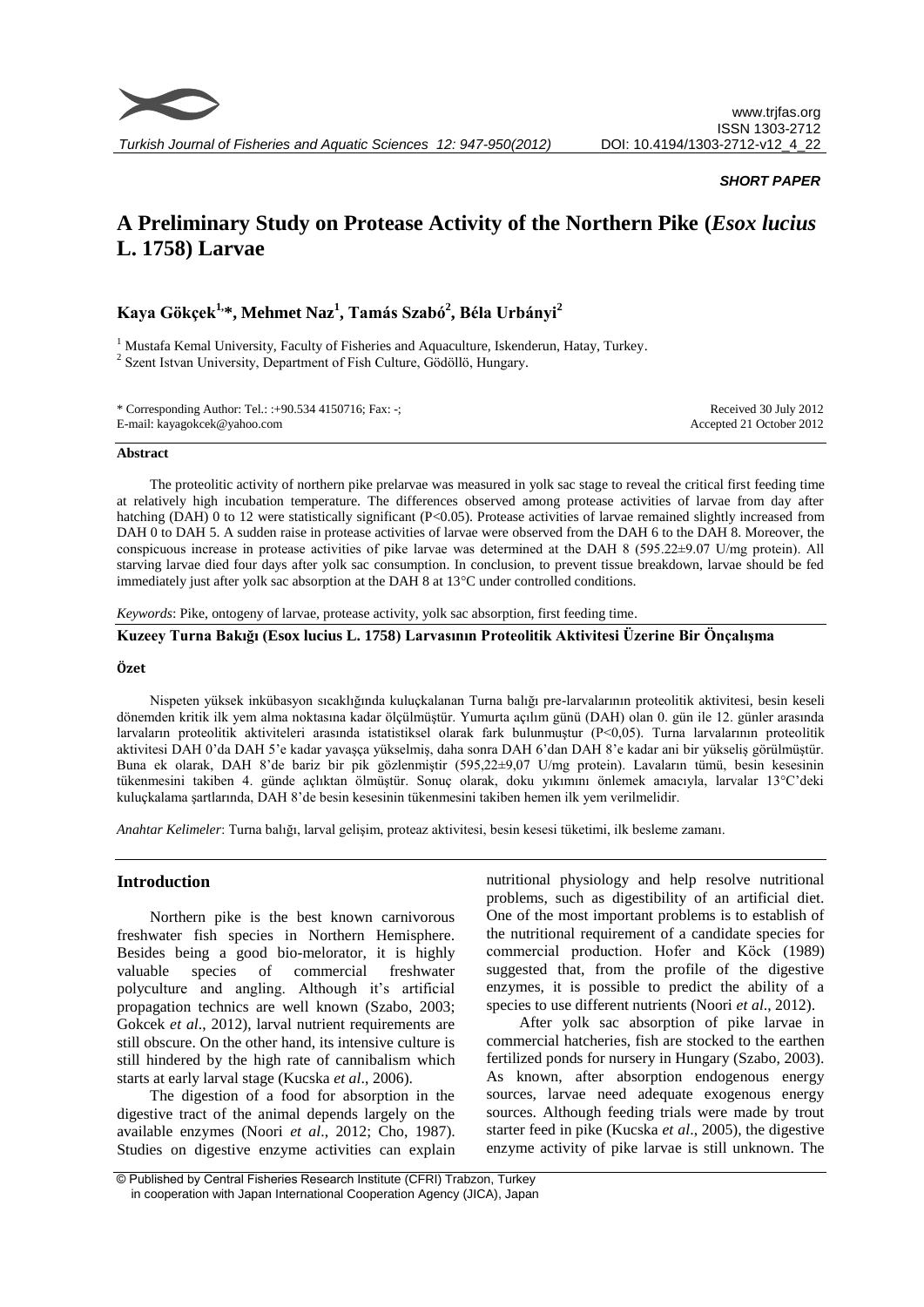*SHORT PAPER*

# A Preliminary Study on Protease Activity of the Northern Pike (*Esox lucius* L. 1758) Larvae

**Kaya Gökçek[1,*], Mehmet Naz[1], Tamás Szabó[2], Béla Urbányi[2]**

[1] Mustafa Kemal University, Faculty of Fisheries and Aquaculture, Iskenderun, Hatay, Turkey.
[2] Szent Istvan University, Department of Fish Culture, Gödöllö, Hungary.

\* Corresponding Author: Tel.: :+90.534 4150716; Fax: -;
E-mail: kayagokcek@yahoo.com

Received 30 July 2012
Accepted 21 October 2012

## Abstract

The proteolitic activity of northern pike prelarvae was measured in yolk sac stage to reveal the critical first feeding time at relatively high incubation temperature. The differences observed among protease activities of larvae from day after hatching (DAH) 0 to 12 were statistically significant (P<0.05). Protease activities of larvae remained slightly increased from DAH 0 to DAH 5. A sudden raise in protease activities of larvae were observed from the DAH 6 to the DAH 8. Moreover, the conspicuous increase in protease activities of pike larvae was determined at the DAH 8 (595.22±9.07 U/mg protein). All starving larvae died four days after yolk sac consumption. In conclusion, to prevent tissue breakdown, larvae should be fed immediately just after yolk sac absorption at the DAH 8 at 13°C under controlled conditions.

*Keywords*: Pike, ontogeny of larvae, protease activity, yolk sac absorption, first feeding time.

## Kuzeey Turna Bakığı (Esox lucius L. 1758) Larvasının Proteolitik Aktivitesi Üzerine Bir Önçalışma

### Özet

Nispeten yüksek inkübasyon sıcaklığında kuluçkalanan Turna balığı pre-larvalarının proteolitik aktivitesi, besin keseli dönemden kritik ilk yem alma noktasına kadar ölçülmüştür. Yumurta açılım günü (DAH) olan 0. gün ile 12. günler arasında larvaların proteolitik aktiviteleri arasında istatistiksel olarak fark bulunmuştur (P<0,05). Turna larvalarının proteolitik aktivitesi DAH 0'da DAH 5'e kadar yavaşça yükselmiş, daha sonra DAH 6'dan DAH 8'e kadar ani bir yükseliş görülmüştür. Buna ek olarak, DAH 8'de bariz bir pik gözlenmiştir (595,22±9,07 U/mg protein). Lavaların tümü, besin kesesinin tükenmesini takiben 4. günde açlıktan ölmüştür. Sonuç olarak, doku yıkımını önlemek amacıyla, larvalar 13°C'deki kuluçkalama şartlarında, DAH 8'de besin kesesinin tükenmesini takiben hemen ilk yem verilmelidir.

*Anahtar Kelimeler*: Turna balığı, larval gelişim, proteaz aktivitesi, besin kesesi tüketimi, ilk besleme zamanı.

## Introduction

Northern pike is the best known carnivorous freshwater fish species in Northern Hemisphere. Besides being a good bio-melorator, it is highly valuable species of commercial freshwater polyculture and angling. Although it's artificial propagation technics are well known (Szabo, 2003; Gokcek *et al*., 2012), larval nutrient requirements are still obscure. On the other hand, its intensive culture is still hindered by the high rate of cannibalism which starts at early larval stage (Kucska *et al*., 2006).

The digestion of a food for absorption in the digestive tract of the animal depends largely on the available enzymes (Noori *et al*., 2012; Cho, 1987). Studies on digestive enzyme activities can explain nutritional physiology and help resolve nutritional problems, such as digestibility of an artificial diet. One of the most important problems is to establish of the nutritional requirement of a candidate species for commercial production. Hofer and Köck (1989) suggested that, from the profile of the digestive enzymes, it is possible to predict the ability of a species to use different nutrients (Noori *et al*., 2012).

After yolk sac absorption of pike larvae in commercial hatcheries, fish are stocked to the earthen fertilized ponds for nursery in Hungary (Szabo, 2003). As known, after absorption endogenous energy sources, larvae need adequate exogenous energy sources. Although feeding trials were made by trout starter feed in pike (Kucska *et al*., 2005), the digestive enzyme activity of pike larvae is still unknown. The

© Published by Central Fisheries Research Institute (CFRI) Trabzon, Turkey
in cooperation with Japan International Cooperation Agency (JICA), Japan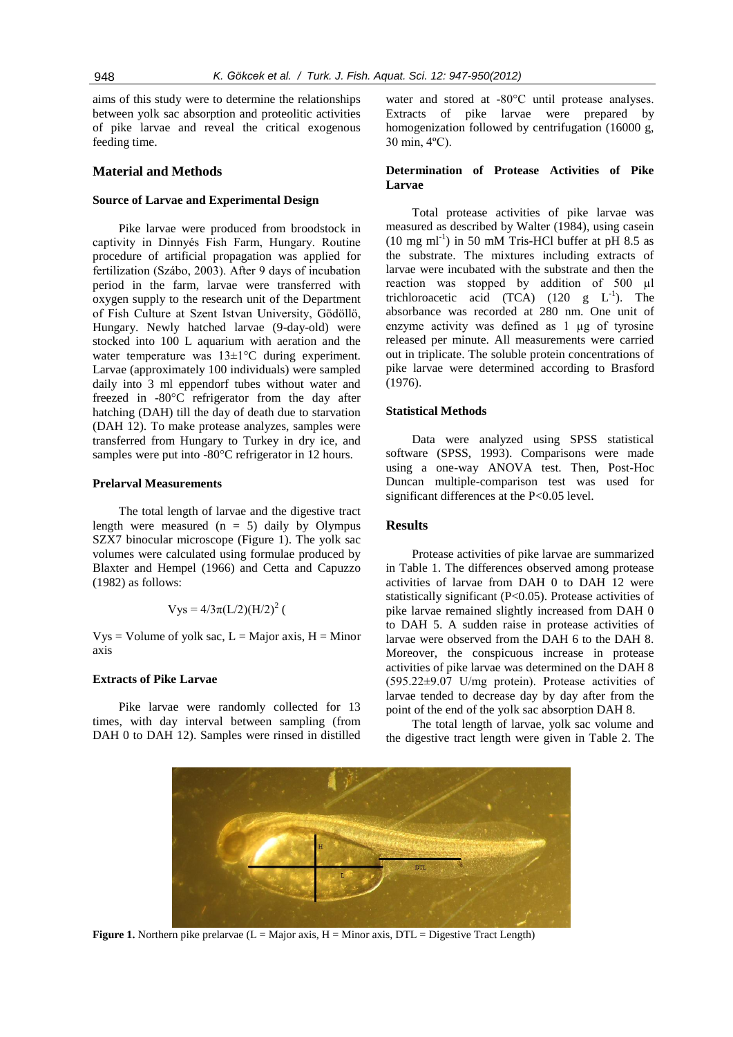aims of this study were to determine the relationships between yolk sac absorption and proteolitic activities of pike larvae and reveal the critical exogenous feeding time.

## Material and Methods

### Source of Larvae and Experimental Design

Pike larvae were produced from broodstock in captivity in Dinnyés Fish Farm, Hungary. Routine procedure of artificial propagation was applied for fertilization (Szábo, 2003). After 9 days of incubation period in the farm, larvae were transferred with oxygen supply to the research unit of the Department of Fish Culture at Szent Istvan University, Gödöllö, Hungary. Newly hatched larvae (9-day-old) were stocked into 100 L aquarium with aeration and the water temperature was 13±1°C during experiment. Larvae (approximately 100 individuals) were sampled daily into 3 ml eppendorf tubes without water and freezed in -80°C refrigerator from the day after hatching (DAH) till the day of death due to starvation (DAH 12). To make protease analyzes, samples were transferred from Hungary to Turkey in dry ice, and samples were put into -80°C refrigerator in 12 hours.

### Prelarval Measurements

The total length of larvae and the digestive tract length were measured (n = 5) daily by Olympus SZX7 binocular microscope (Figure 1). The yolk sac volumes were calculated using formulae produced by Blaxter and Hempel (1966) and Cetta and Capuzzo (1982) as follows:

$$V_{ys} = 4/3\pi(L/2)(H/2)^2 \,($$

Vys = Volume of yolk sac, L = Major axis, H = Minor axis

### Extracts of Pike Larvae

Pike larvae were randomly collected for 13 times, with day interval between sampling (from DAH 0 to DAH 12). Samples were rinsed in distilled water and stored at -80°C until protease analyses. Extracts of pike larvae were prepared by homogenization followed by centrifugation (16000 g, 30 min, 4ºC).

### Determination of Protease Activities of Pike Larvae

Total protease activities of pike larvae was measured as described by Walter (1984), using casein (10 mg ml$^{-1}$) in 50 mM Tris-HCl buffer at pH 8.5 as the substrate. The mixtures including extracts of larvae were incubated with the substrate and then the reaction was stopped by addition of 500 µl trichloroacetic acid (TCA) (120 g L$^{-1}$). The absorbance was recorded at 280 nm. One unit of enzyme activity was defined as 1 µg of tyrosine released per minute. All measurements were carried out in triplicate. The soluble protein concentrations of pike larvae were determined according to Brasford (1976).

### Statistical Methods

Data were analyzed using SPSS statistical software (SPSS, 1993). Comparisons were made using a one-way ANOVA test. Then, Post-Hoc Duncan multiple-comparison test was used for significant differences at the $P<0.05$ level.

## Results

Protease activities of pike larvae are summarized in Table 1. The differences observed among protease activities of larvae from DAH 0 to DAH 12 were statistically significant ($P<0.05$). Protease activities of pike larvae remained slightly increased from DAH 0 to DAH 5. A sudden raise in protease activities of larvae were observed from the DAH 6 to the DAH 8. Moreover, the conspicuous increase in protease activities of pike larvae was determined on the DAH 8 (595.22±9.07 U/mg protein). Protease activities of larvae tended to decrease day by day after from the point of the end of the yolk sac absorption DAH 8.

The total length of larvae, yolk sac volume and the digestive tract length were given in Table 2. The

**Figure 1.** Northern pike prelarvae (L = Major axis, H = Minor axis, DTL = Digestive Tract Length)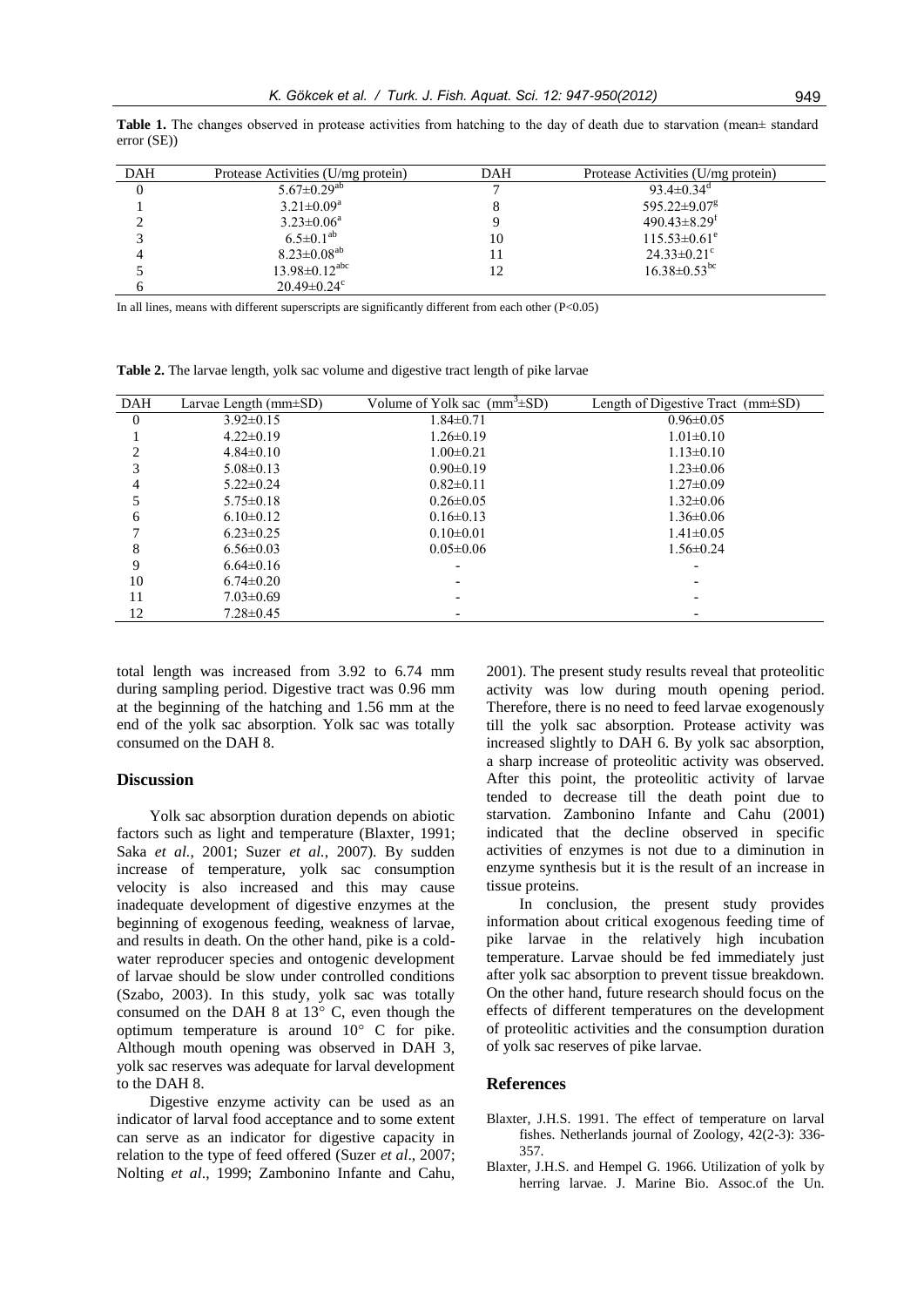**Table 1.** The changes observed in protease activities from hatching to the day of death due to starvation (mean± standard error (SE))

| DAH | Protease Activities (U/mg protein) | DAH | Protease Activities (U/mg protein) |
|---|---|---|---|
| 0 | 5.67±0.29[ab] | 7 | 93.4±0.34[d] |
| 1 | 3.21±0.09[a] | 8 | 595.22±9.07[g] |
| 2 | 3.23±0.06[a] | 9 | 490.43±8.29[f] |
| 3 | 6.5±0.1[ab] | 10 | 115.53±0.61[e] |
| 4 | 8.23±0.08[ab] | 11 | 24.33±0.21[c] |
| 5 | 13.98±0.12[abc] | 12 | 16.38±0.53[bc] |
| 6 | 20.49±0.24[c] | | |

In all lines, means with different superscripts are significantly different from each other (P<0.05)

**Table 2.** The larvae length, yolk sac volume and digestive tract length of pike larvae

| DAH | Larvae Length (mm±SD) | Volume of Yolk sac ($mm^3$±SD) | Length of Digestive Tract (mm±SD) |
|---|---|---|---|
| 0 | 3.92±0.15 | 1.84±0.71 | 0.96±0.05 |
| 1 | 4.22±0.19 | 1.26±0.19 | 1.01±0.10 |
| 2 | 4.84±0.10 | 1.00±0.21 | 1.13±0.10 |
| 3 | 5.08±0.13 | 0.90±0.19 | 1.23±0.06 |
| 4 | 5.22±0.24 | 0.82±0.11 | 1.27±0.09 |
| 5 | 5.75±0.18 | 0.26±0.05 | 1.32±0.06 |
| 6 | 6.10±0.12 | 0.16±0.13 | 1.36±0.06 |
| 7 | 6.23±0.25 | 0.10±0.01 | 1.41±0.05 |
| 8 | 6.56±0.03 | 0.05±0.06 | 1.56±0.24 |
| 9 | 6.64±0.16 | - | - |
| 10 | 6.74±0.20 | - | - |
| 11 | 7.03±0.69 | - | - |
| 12 | 7.28±0.45 | - | - |

total length was increased from 3.92 to 6.74 mm during sampling period. Digestive tract was 0.96 mm at the beginning of the hatching and 1.56 mm at the end of the yolk sac absorption. Yolk sac was totally consumed on the DAH 8.

## Discussion

Yolk sac absorption duration depends on abiotic factors such as light and temperature (Blaxter, 1991; Saka *et al.*, 2001; Suzer *et al.*, 2007). By sudden increase of temperature, yolk sac consumption velocity is also increased and this may cause inadequate development of digestive enzymes at the beginning of exogenous feeding, weakness of larvae, and results in death. On the other hand, pike is a cold-water reproducer species and ontogenic development of larvae should be slow under controlled conditions (Szabo, 2003). In this study, yolk sac was totally consumed on the DAH 8 at 13° C, even though the optimum temperature is around 10° C for pike. Although mouth opening was observed in DAH 3, yolk sac reserves was adequate for larval development to the DAH 8.

Digestive enzyme activity can be used as an indicator of larval food acceptance and to some extent can serve as an indicator for digestive capacity in relation to the type of feed offered (Suzer *et al*., 2007; Nolting *et al*., 1999; Zambonino Infante and Cahu, 2001). The present study results reveal that proteolitic activity was low during mouth opening period. Therefore, there is no need to feed larvae exogenously till the yolk sac absorption. Protease activity was increased slightly to DAH 6. By yolk sac absorption, a sharp increase of proteolitic activity was observed. After this point, the proteolitic activity of larvae tended to decrease till the death point due to starvation. Zambonino Infante and Cahu (2001) indicated that the decline observed in specific activities of enzymes is not due to a diminution in enzyme synthesis but it is the result of an increase in tissue proteins.

In conclusion, the present study provides information about critical exogenous feeding time of pike larvae in the relatively high incubation temperature. Larvae should be fed immediately just after yolk sac absorption to prevent tissue breakdown. On the other hand, future research should focus on the effects of different temperatures on the development of proteolitic activities and the consumption duration of yolk sac reserves of pike larvae.

## References

- Blaxter, J.H.S. 1991. The effect of temperature on larval fishes. Netherlands journal of Zoology, 42(2-3): 336-357.
- Blaxter, J.H.S. and Hempel G. 1966. Utilization of yolk by herring larvae. J. Marine Bio. Assoc.of the Un.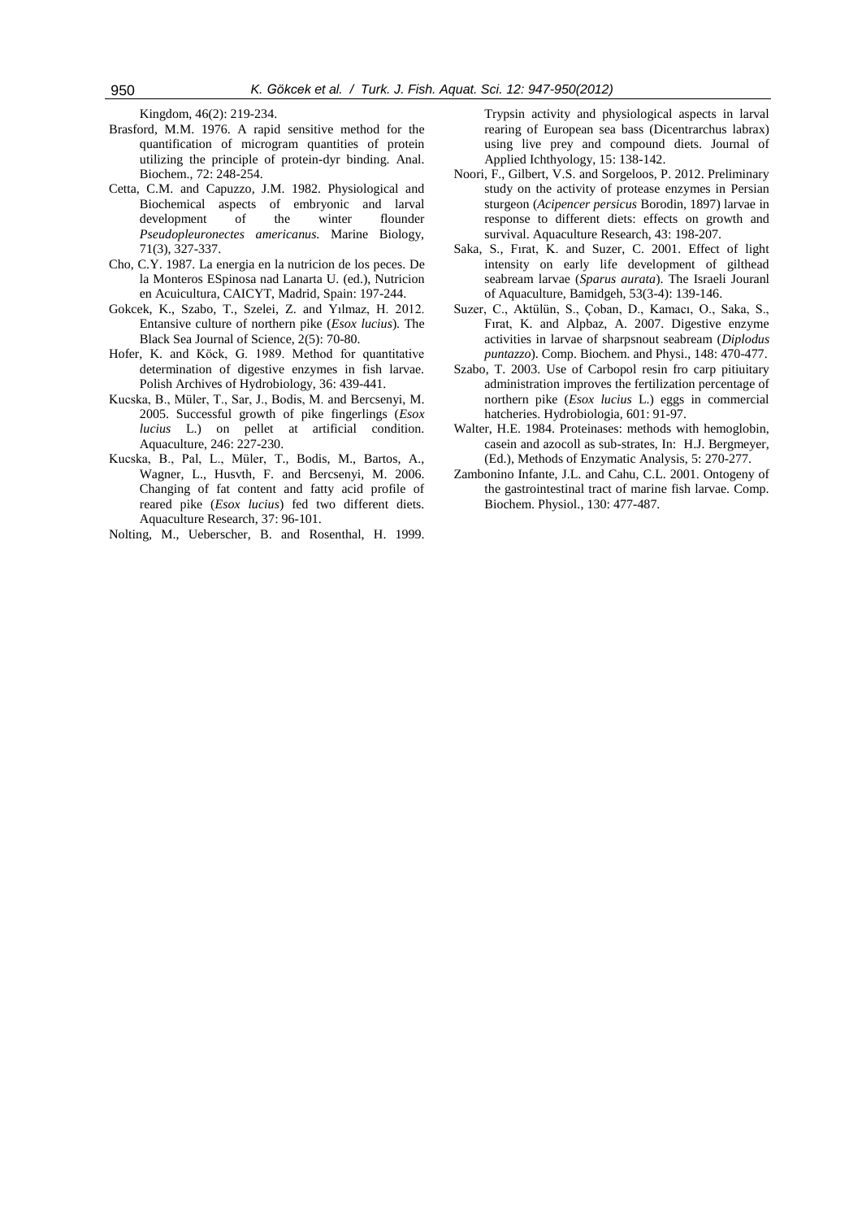Kingdom, 46(2): 219-234.

Brasford, M.M. 1976. A rapid sensitive method for the quantification of microgram quantities of protein utilizing the principle of protein-dyr binding. Anal. Biochem., 72: 248-254.

Cetta, C.M. and Capuzzo, J.M. 1982. Physiological and Biochemical aspects of embryonic and larval development of the winter flounder *Pseudopleuronectes americanus.* Marine Biology, 71(3), 327-337.

Cho, C.Y. 1987. La energia en la nutricion de los peces. De la Monteros ESpinosa nad Lanarta U. (ed.), Nutricion en Acuicultura, CAICYT, Madrid, Spain: 197-244.

Gokcek, K., Szabo, T., Szelei, Z. and Yılmaz, H. 2012. Entansive culture of northern pike (*Esox lucius*). The Black Sea Journal of Science, 2(5): 70-80.

Hofer, K. and Köck, G. 1989. Method for quantitative determination of digestive enzymes in fish larvae. Polish Archives of Hydrobiology, 36: 439-441.

Kucska, B., Müler, T., Sar, J., Bodis, M. and Bercsenyi, M. 2005. Successful growth of pike fingerlings (*Esox lucius* L.) on pellet at artificial condition. Aquaculture, 246: 227-230.

Kucska, B., Pal, L., Müler, T., Bodis, M., Bartos, A., Wagner, L., Husvth, F. and Bercsenyi, M. 2006. Changing of fat content and fatty acid profile of reared pike (*Esox lucius*) fed two different diets. Aquaculture Research, 37: 96-101.

Nolting, M., Ueberscher, B. and Rosenthal, H. 1999. Trypsin activity and physiological aspects in larval rearing of European sea bass (Dicentrarchus labrax) using live prey and compound diets. Journal of Applied Ichthyology, 15: 138-142.

Noori, F., Gilbert, V.S. and Sorgeloos, P. 2012. Preliminary study on the activity of protease enzymes in Persian sturgeon (*Acipencer persicus* Borodin, 1897) larvae in response to different diets: effects on growth and survival. Aquaculture Research, 43: 198-207.

Saka, S., Fırat, K. and Suzer, C. 2001. Effect of light intensity on early life development of gilthead seabream larvae (*Sparus aurata*). The Israeli Jouranl of Aquaculture, Bamidgeh, 53(3-4): 139-146.

Suzer, C., Aktülün, S., Çoban, D., Kamacı, O., Saka, S., Fırat, K. and Alpbaz, A. 2007. Digestive enzyme activities in larvae of sharpsnout seabream (*Diplodus puntazzo*). Comp. Biochem. and Physi., 148: 470-477.

Szabo, T. 2003. Use of Carbopol resin fro carp pitiuitary administration improves the fertilization percentage of northern pike (*Esox lucius* L.) eggs in commercial hatcheries. Hydrobiologia, 601: 91-97.

Walter, H.E. 1984. Proteinases: methods with hemoglobin, casein and azocoll as sub-strates, In: H.J. Bergmeyer, (Ed.), Methods of Enzymatic Analysis, 5: 270-277.

Zambonino Infante, J.L. and Cahu, C.L. 2001. Ontogeny of the gastrointestinal tract of marine fish larvae. Comp. Biochem. Physiol., 130: 477-487.